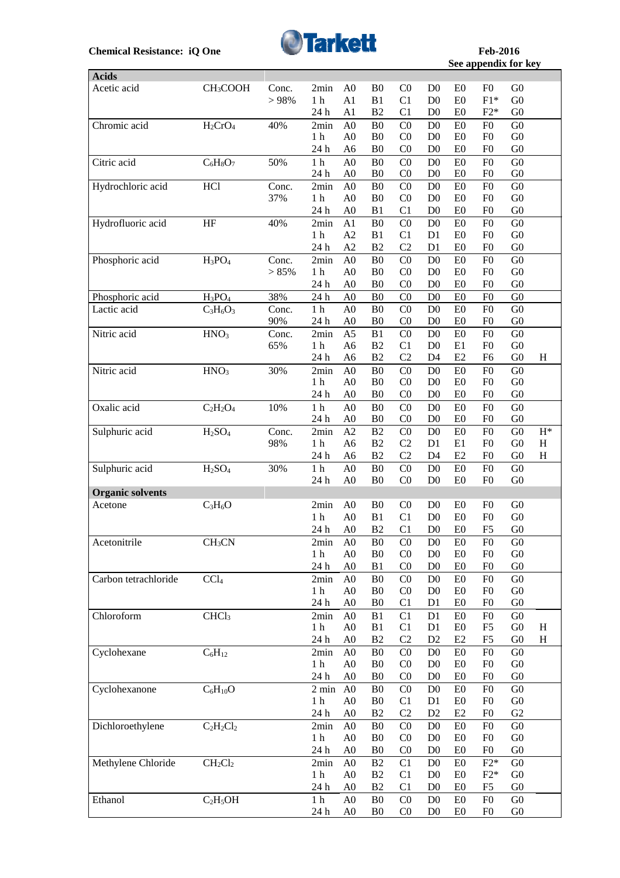**Chemical Resistance: iQ One**

Tarkett

Feb-2016
See appendix for key

| Acids | | | | | | | | | | | |
|---|---|---|---|---|---|---|---|---|---|---|---|
| Acetic acid | $CH_3COOH$ | Conc. | 2min | A0 | B0 | C0 | D0 | E0 | F0 | G0 | |
| | | > 98% | 1 h | A1 | B1 | C1 | D0 | E0 | F1* | G0 | |
| | | | 24 h | A1 | B2 | C1 | D0 | E0 | F2* | G0 | |
| Chromic acid | $H_2CrO_4$ | 40% | 2min | A0 | B0 | C0 | D0 | E0 | F0 | G0 | |
| | | | 1 h | A0 | B0 | C0 | D0 | E0 | F0 | G0 | |
| | | | 24 h | A6 | B0 | C0 | D0 | E0 | F0 | G0 | |
| Citric acid | $C_6H_8O_7$ | 50% | 1 h | A0 | B0 | C0 | D0 | E0 | F0 | G0 | |
| | | | 24 h | A0 | B0 | C0 | D0 | E0 | F0 | G0 | |
| Hydrochloric acid | $HCl$ | Conc. | 2min | A0 | B0 | C0 | D0 | E0 | F0 | G0 | |
| | | 37% | 1 h | A0 | B0 | C0 | D0 | E0 | F0 | G0 | |
| | | | 24 h | A0 | B1 | C1 | D0 | E0 | F0 | G0 | |
| Hydrofluoric acid | $HF$ | 40% | 2min | A1 | B0 | C0 | D0 | E0 | F0 | G0 | |
| | | | 1 h | A2 | B1 | C1 | D1 | E0 | F0 | G0 | |
| | | | 24 h | A2 | B2 | C2 | D1 | E0 | F0 | G0 | |
| Phosphoric acid | $H_3PO_4$ | Conc. | 2min | A0 | B0 | C0 | D0 | E0 | F0 | G0 | |
| | | > 85% | 1 h | A0 | B0 | C0 | D0 | E0 | F0 | G0 | |
| | | | 24 h | A0 | B0 | C0 | D0 | E0 | F0 | G0 | |
| Phosphoric acid | $H_3PO_4$ | 38% | 24 h | A0 | B0 | C0 | D0 | E0 | F0 | G0 | |
| Lactic acid | $C_3H_6O_3$ | Conc. | 1 h | A0 | B0 | C0 | D0 | E0 | F0 | G0 | |
| | | 90% | 24 h | A0 | B0 | C0 | D0 | E0 | F0 | G0 | |
| Nitric acid | $HNO_3$ | Conc. | 2min | A5 | B1 | C0 | D0 | E0 | F0 | G0 | |
| | | 65% | 1 h | A6 | B2 | C1 | D0 | E1 | F0 | G0 | |
| | | | 24 h | A6 | B2 | C2 | D4 | E2 | F6 | G0 | H |
| Nitric acid | $HNO_3$ | 30% | 2min | A0 | B0 | C0 | D0 | E0 | F0 | G0 | |
| | | | 1 h | A0 | B0 | C0 | D0 | E0 | F0 | G0 | |
| | | | 24 h | A0 | B0 | C0 | D0 | E0 | F0 | G0 | |
| Oxalic acid | $C_2H_2O_4$ | 10% | 1 h | A0 | B0 | C0 | D0 | E0 | F0 | G0 | |
| | | | 24 h | A0 | B0 | C0 | D0 | E0 | F0 | G0 | |
| Sulphuric acid | $H_2SO_4$ | Conc. | 2min | A2 | B2 | C0 | D0 | E0 | F0 | G0 | H* |
| | | 98% | 1 h | A6 | B2 | C2 | D1 | E1 | F0 | G0 | H |
| | | | 24 h | A6 | B2 | C2 | D4 | E2 | F0 | G0 | H |
| Sulphuric acid | $H_2SO_4$ | 30% | 1 h | A0 | B0 | C0 | D0 | E0 | F0 | G0 | |
| | | | 24 h | A0 | B0 | C0 | D0 | E0 | F0 | G0 | |
| **Organic solvents** | | | | | | | | | | | |
| Acetone | $C_3H_6O$ | | 2min | A0 | B0 | C0 | D0 | E0 | F0 | G0 | |
| | | | 1 h | A0 | B1 | C1 | D0 | E0 | F0 | G0 | |
| | | | 24 h | A0 | B2 | C1 | D0 | E0 | F5 | G0 | |
| Acetonitrile | $CH_3CN$ | | 2min | A0 | B0 | C0 | D0 | E0 | F0 | G0 | |
| | | | 1 h | A0 | B0 | C0 | D0 | E0 | F0 | G0 | |
| | | | 24 h | A0 | B1 | C0 | D0 | E0 | F0 | G0 | |
| Carbon tetrachloride | $CCl_4$ | | 2min | A0 | B0 | C0 | D0 | E0 | F0 | G0 | |
| | | | 1 h | A0 | B0 | C0 | D0 | E0 | F0 | G0 | |
| | | | 24 h | A0 | B0 | C1 | D1 | E0 | F0 | G0 | |
| Chloroform | $CHCl_3$ | | 2min | A0 | B1 | C1 | D1 | E0 | F0 | G0 | |
| | | | 1 h | A0 | B1 | C1 | D1 | E0 | F5 | G0 | H |
| | | | 24 h | A0 | B2 | C2 | D2 | E2 | F5 | G0 | H |
| Cyclohexane | $C_6H_{12}$ | | 2min | A0 | B0 | C0 | D0 | E0 | F0 | G0 | |
| | | | 1 h | A0 | B0 | C0 | D0 | E0 | F0 | G0 | |
| | | | 24 h | A0 | B0 | C0 | D0 | E0 | F0 | G0 | |
| Cyclohexanone | $C_6H_{10}O$ | | 2 min | A0 | B0 | C0 | D0 | E0 | F0 | G0 | |
| | | | 1 h | A0 | B0 | C1 | D1 | E0 | F0 | G0 | |
| | | | 24 h | A0 | B2 | C2 | D2 | E2 | F0 | G2 | |
| Dichloroethylene | $C_2H_2Cl_2$ | | 2min | A0 | B0 | C0 | D0 | E0 | F0 | G0 | |
| | | | 1 h | A0 | B0 | C0 | D0 | E0 | F0 | G0 | |
| | | | 24 h | A0 | B0 | C0 | D0 | E0 | F0 | G0 | |
| Methylene Chloride | $CH_2Cl_2$ | | 2min | A0 | B2 | C1 | D0 | E0 | F2* | G0 | |
| | | | 1 h | A0 | B2 | C1 | D0 | E0 | F2* | G0 | |
| | | | 24 h | A0 | B2 | C1 | D0 | E0 | F5 | G0 | |
| Ethanol | $C_2H_5OH$ | | 1 h | A0 | B0 | C0 | D0 | E0 | F0 | G0 | |
| | | | 24 h | A0 | B0 | C0 | D0 | E0 | F0 | G0 | |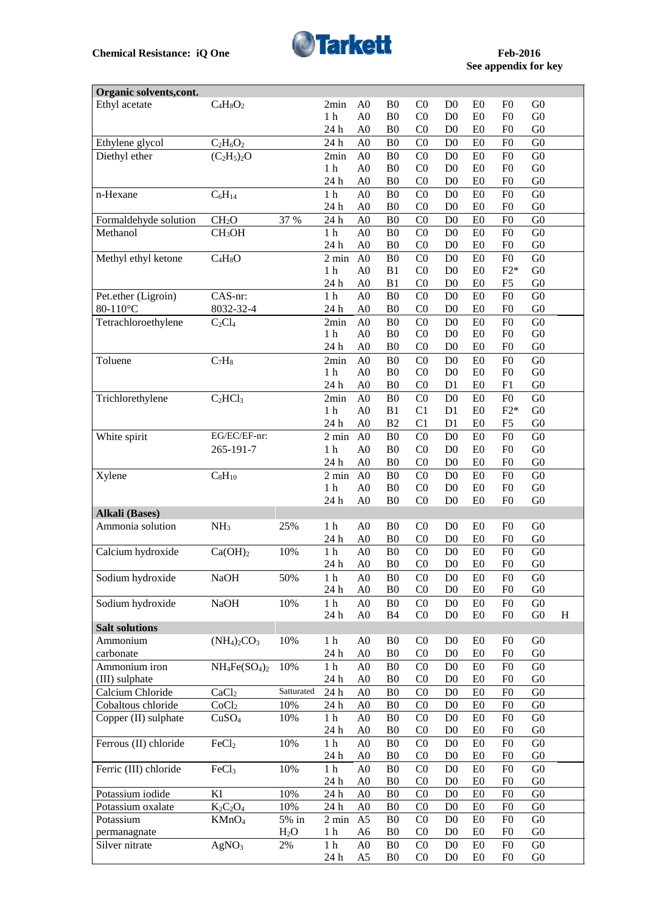**Chemical Resistance: iQ One**

**Feb-2016**
**See appendix for key**

| Chemical | Formula | Conc. | Time | A | B | C | D | E | F | G | |
|---|---|---|---|---|---|---|---|---|---|---|---|
| **Organic solvents,cont.** | | | | | | | | | | | |
| Ethyl acetate | $C_4H_8O_2$ | | 2min | A0 | B0 | C0 | D0 | E0 | F0 | G0 | |
| | | | 1 h | A0 | B0 | C0 | D0 | E0 | F0 | G0 | |
| | | | 24 h | A0 | B0 | C0 | D0 | E0 | F0 | G0 | |
| Ethylene glycol | $C_2H_6O_2$ | | 24 h | A0 | B0 | C0 | D0 | E0 | F0 | G0 | |
| Diethyl ether | $(C_2H_5)_2O$ | | 2min | A0 | B0 | C0 | D0 | E0 | F0 | G0 | |
| | | | 1 h | A0 | B0 | C0 | D0 | E0 | F0 | G0 | |
| | | | 24 h | A0 | B0 | C0 | D0 | E0 | F0 | G0 | |
| n-Hexane | $C_6H_{14}$ | | 1 h | A0 | B0 | C0 | D0 | E0 | F0 | G0 | |
| | | | 24 h | A0 | B0 | C0 | D0 | E0 | F0 | G0 | |
| Formaldehyde solution | $CH_2O$ | 37 % | 24 h | A0 | B0 | C0 | D0 | E0 | F0 | G0 | |
| Methanol | $CH_3OH$ | | 1 h | A0 | B0 | C0 | D0 | E0 | F0 | G0 | |
| | | | 24 h | A0 | B0 | C0 | D0 | E0 | F0 | G0 | |
| Methyl ethyl ketone | $C_4H_8O$ | | 2 min | A0 | B0 | C0 | D0 | E0 | F0 | G0 | |
| | | | 1 h | A0 | B1 | C0 | D0 | E0 | F2* | G0 | |
| | | | 24 h | A0 | B1 | C0 | D0 | E0 | F5 | G0 | |
| Pet.ether (Ligroin) | CAS-nr: | | 1 h | A0 | B0 | C0 | D0 | E0 | F0 | G0 | |
| 80-110°C | 8032-32-4 | | 24 h | A0 | B0 | C0 | D0 | E0 | F0 | G0 | |
| Tetrachloroethylene | $C_2Cl_4$ | | 2min | A0 | B0 | C0 | D0 | E0 | F0 | G0 | |
| | | | 1 h | A0 | B0 | C0 | D0 | E0 | F0 | G0 | |
| | | | 24 h | A0 | B0 | C0 | D0 | E0 | F0 | G0 | |
| Toluene | $C_7H_8$ | | 2min | A0 | B0 | C0 | D0 | E0 | F0 | G0 | |
| | | | 1 h | A0 | B0 | C0 | D0 | E0 | F0 | G0 | |
| | | | 24 h | A0 | B0 | C0 | D1 | E0 | F1 | G0 | |
| Trichlorethylene | $C_2HCl_3$ | | 2min | A0 | B0 | C0 | D0 | E0 | F0 | G0 | |
| | | | 1 h | A0 | B1 | C1 | D1 | E0 | F2* | G0 | |
| | | | 24 h | A0 | B2 | C1 | D1 | E0 | F5 | G0 | |
| White spirit | EG/EC/EF-nr: | | 2 min | A0 | B0 | C0 | D0 | E0 | F0 | G0 | |
| | 265-191-7 | | 1 h | A0 | B0 | C0 | D0 | E0 | F0 | G0 | |
| | | | 24 h | A0 | B0 | C0 | D0 | E0 | F0 | G0 | |
| Xylene | $C_8H_{10}$ | | 2 min | A0 | B0 | C0 | D0 | E0 | F0 | G0 | |
| | | | 1 h | A0 | B0 | C0 | D0 | E0 | F0 | G0 | |
| | | | 24 h | A0 | B0 | C0 | D0 | E0 | F0 | G0 | |
| **Alkali (Bases)** | | | | | | | | | | | |
| Ammonia solution | $NH_3$ | 25% | 1 h | A0 | B0 | C0 | D0 | E0 | F0 | G0 | |
| | | | 24 h | A0 | B0 | C0 | D0 | E0 | F0 | G0 | |
| Calcium hydroxide | $Ca(OH)_2$ | 10% | 1 h | A0 | B0 | C0 | D0 | E0 | F0 | G0 | |
| | | | 24 h | A0 | B0 | C0 | D0 | E0 | F0 | G0 | |
| Sodium hydroxide | NaOH | 50% | 1 h | A0 | B0 | C0 | D0 | E0 | F0 | G0 | |
| | | | 24 h | A0 | B0 | C0 | D0 | E0 | F0 | G0 | |
| Sodium hydroxide | NaOH | 10% | 1 h | A0 | B0 | C0 | D0 | E0 | F0 | G0 | |
| | | | 24 h | A0 | B4 | C0 | D0 | E0 | F0 | G0 | H |
| **Salt solutions** | | | | | | | | | | | |
| Ammonium carbonate | $(NH_4)_2CO_3$ | 10% | 1 h | A0 | B0 | C0 | D0 | E0 | F0 | G0 | |
| | | | 24 h | A0 | B0 | C0 | D0 | E0 | F0 | G0 | |
| Ammonium iron (III) sulphate | $NH_4Fe(SO_4)_2$ | 10% | 1 h | A0 | B0 | C0 | D0 | E0 | F0 | G0 | |
| | | | 24 h | A0 | B0 | C0 | D0 | E0 | F0 | G0 | |
| Calcium Chloride | $CaCl_2$ | Satturated | 24 h | A0 | B0 | C0 | D0 | E0 | F0 | G0 | |
| Cobaltous chloride | $CoCl_2$ | 10% | 24 h | A0 | B0 | C0 | D0 | E0 | F0 | G0 | |
| Copper (II) sulphate | $CuSO_4$ | 10% | 1 h | A0 | B0 | C0 | D0 | E0 | F0 | G0 | |
| | | | 24 h | A0 | B0 | C0 | D0 | E0 | F0 | G0 | |
| Ferrous (II) chloride | $FeCl_2$ | 10% | 1 h | A0 | B0 | C0 | D0 | E0 | F0 | G0 | |
| | | | 24 h | A0 | B0 | C0 | D0 | E0 | F0 | G0 | |
| Ferric (III) chloride | $FeCl_3$ | 10% | 1 h | A0 | B0 | C0 | D0 | E0 | F0 | G0 | |
| | | | 24 h | A0 | B0 | C0 | D0 | E0 | F0 | G0 | |
| Potassium iodide | KI | 10% | 24 h | A0 | B0 | C0 | D0 | E0 | F0 | G0 | |
| Potassium oxalate | $K_2C_2O_4$ | 10% | 24 h | A0 | B0 | C0 | D0 | E0 | F0 | G0 | |
| Potassium permanagnate | $KMnO_4$ | 5% in $H_2O$ | 2 min | A5 | B0 | C0 | D0 | E0 | F0 | G0 | |
| | | | 1 h | A6 | B0 | C0 | D0 | E0 | F0 | G0 | |
| Silver nitrate | $AgNO_3$ | 2% | 1 h | A0 | B0 | C0 | D0 | E0 | F0 | G0 | |
| | | | 24 h | A5 | B0 | C0 | D0 | E0 | F0 | G0 | |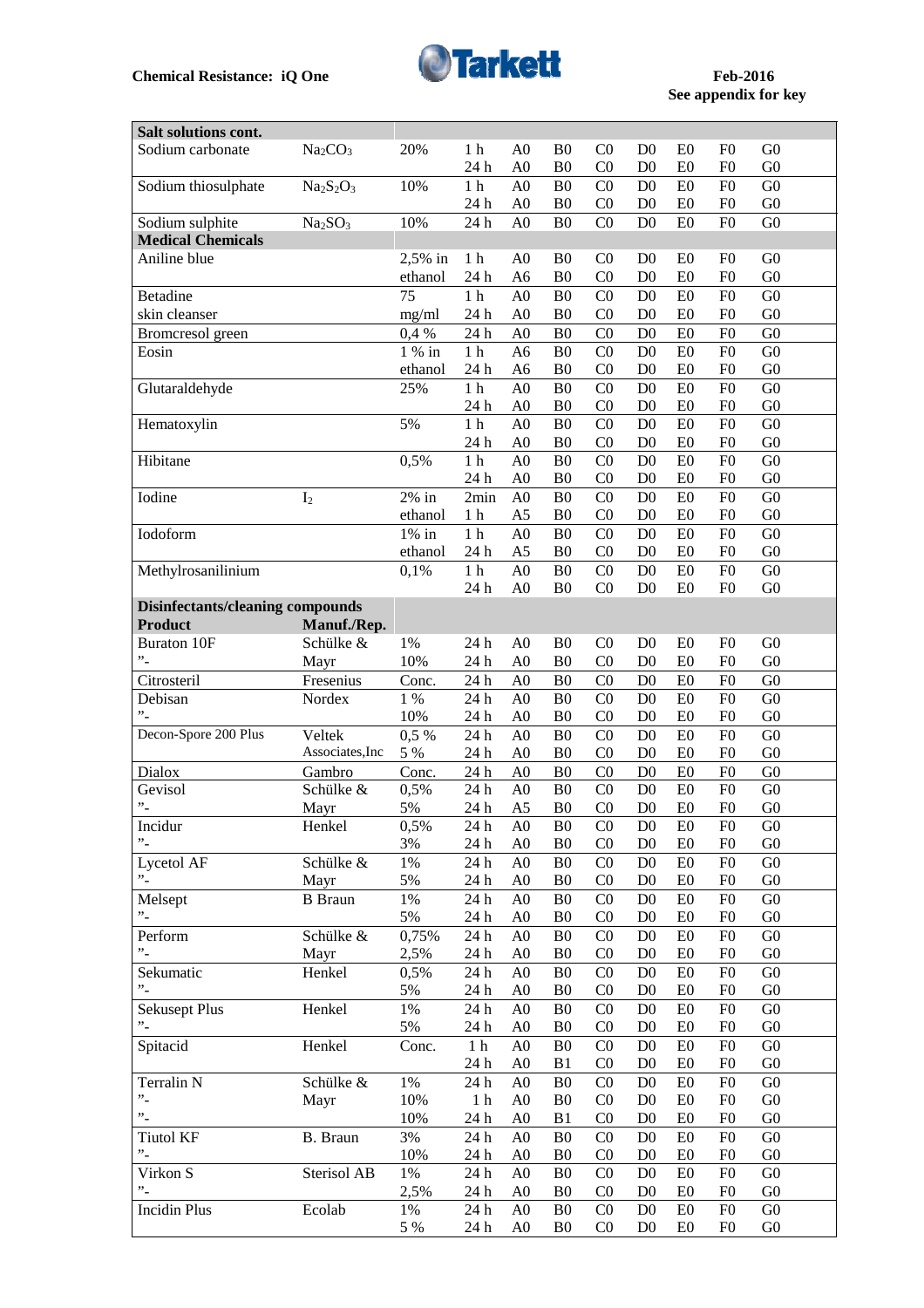**Chemical Resistance: iQ One** — Tarkett — Feb-2016 — See appendix for key

| Salt solutions cont. | | | | | | | | | | |
|---|---|---|---|---|---|---|---|---|---|---|
| Sodium carbonate | $Na_2CO_3$ | 20% | 1 h | A0 | B0 | C0 | D0 | E0 | F0 | G0 |
| | | | 24 h | A0 | B0 | C0 | D0 | E0 | F0 | G0 |
| Sodium thiosulphate | $Na_2S_2O_3$ | 10% | 1 h | A0 | B0 | C0 | D0 | E0 | F0 | G0 |
| | | | 24 h | A0 | B0 | C0 | D0 | E0 | F0 | G0 |
| Sodium sulphite | $Na_2SO_3$ | 10% | 24 h | A0 | B0 | C0 | D0 | E0 | F0 | G0 |
| **Medical Chemicals** | | | | | | | | | | |
| Aniline blue | | 2,5% in | 1 h | A0 | B0 | C0 | D0 | E0 | F0 | G0 |
| | | ethanol | 24 h | A6 | B0 | C0 | D0 | E0 | F0 | G0 |
| Betadine | | 75 | 1 h | A0 | B0 | C0 | D0 | E0 | F0 | G0 |
| skin cleanser | | mg/ml | 24 h | A0 | B0 | C0 | D0 | E0 | F0 | G0 |
| Bromcresol green | | 0,4 % | 24 h | A0 | B0 | C0 | D0 | E0 | F0 | G0 |
| Eosin | | 1 % in | 1 h | A6 | B0 | C0 | D0 | E0 | F0 | G0 |
| | | ethanol | 24 h | A6 | B0 | C0 | D0 | E0 | F0 | G0 |
| Glutaraldehyde | | 25% | 1 h | A0 | B0 | C0 | D0 | E0 | F0 | G0 |
| | | | 24 h | A0 | B0 | C0 | D0 | E0 | F0 | G0 |
| Hematoxylin | | 5% | 1 h | A0 | B0 | C0 | D0 | E0 | F0 | G0 |
| | | | 24 h | A0 | B0 | C0 | D0 | E0 | F0 | G0 |
| Hibitane | | 0,5% | 1 h | A0 | B0 | C0 | D0 | E0 | F0 | G0 |
| | | | 24 h | A0 | B0 | C0 | D0 | E0 | F0 | G0 |
| Iodine | $I_2$ | 2% in | 2min | A0 | B0 | C0 | D0 | E0 | F0 | G0 |
| | | ethanol | 1 h | A5 | B0 | C0 | D0 | E0 | F0 | G0 |
| Iodoform | | 1% in | 1 h | A0 | B0 | C0 | D0 | E0 | F0 | G0 |
| | | ethanol | 24 h | A5 | B0 | C0 | D0 | E0 | F0 | G0 |
| Methylrosanilinium | | 0,1% | 1 h | A0 | B0 | C0 | D0 | E0 | F0 | G0 |
| | | | 24 h | A0 | B0 | C0 | D0 | E0 | F0 | G0 |
| **Disinfectants/cleaning compounds** | | | | | | | | | | |
| **Product** | **Manuf./Rep.** | | | | | | | | | |
| Buraton 10F | Schülke & | 1% | 24 h | A0 | B0 | C0 | D0 | E0 | F0 | G0 |
| ”- | Mayr | 10% | 24 h | A0 | B0 | C0 | D0 | E0 | F0 | G0 |
| Citrosteril | Fresenius | Conc. | 24 h | A0 | B0 | C0 | D0 | E0 | F0 | G0 |
| Debisan | Nordex | 1 % | 24 h | A0 | B0 | C0 | D0 | E0 | F0 | G0 |
| ”- | | 10% | 24 h | A0 | B0 | C0 | D0 | E0 | F0 | G0 |
| Decon-Spore 200 Plus | Veltek | 0,5 % | 24 h | A0 | B0 | C0 | D0 | E0 | F0 | G0 |
| | Associates,Inc | 5 % | 24 h | A0 | B0 | C0 | D0 | E0 | F0 | G0 |
| Dialox | Gambro | Conc. | 24 h | A0 | B0 | C0 | D0 | E0 | F0 | G0 |
| Gevisol | Schülke & | 0,5% | 24 h | A0 | B0 | C0 | D0 | E0 | F0 | G0 |
| ”- | Mayr | 5% | 24 h | A5 | B0 | C0 | D0 | E0 | F0 | G0 |
| Incidur | Henkel | 0,5% | 24 h | A0 | B0 | C0 | D0 | E0 | F0 | G0 |
| ”- | | 3% | 24 h | A0 | B0 | C0 | D0 | E0 | F0 | G0 |
| Lycetol AF | Schülke & | 1% | 24 h | A0 | B0 | C0 | D0 | E0 | F0 | G0 |
| ”- | Mayr | 5% | 24 h | A0 | B0 | C0 | D0 | E0 | F0 | G0 |
| Melsept | B Braun | 1% | 24 h | A0 | B0 | C0 | D0 | E0 | F0 | G0 |
| ”- | | 5% | 24 h | A0 | B0 | C0 | D0 | E0 | F0 | G0 |
| Perform | Schülke & | 0,75% | 24 h | A0 | B0 | C0 | D0 | E0 | F0 | G0 |
| ”- | Mayr | 2,5% | 24 h | A0 | B0 | C0 | D0 | E0 | F0 | G0 |
| Sekumatic | Henkel | 0,5% | 24 h | A0 | B0 | C0 | D0 | E0 | F0 | G0 |
| ”- | | 5% | 24 h | A0 | B0 | C0 | D0 | E0 | F0 | G0 |
| Sekusept Plus | Henkel | 1% | 24 h | A0 | B0 | C0 | D0 | E0 | F0 | G0 |
| ”- | | 5% | 24 h | A0 | B0 | C0 | D0 | E0 | F0 | G0 |
| Spitacid | Henkel | Conc. | 1 h | A0 | B0 | C0 | D0 | E0 | F0 | G0 |
| | | | 24 h | A0 | B1 | C0 | D0 | E0 | F0 | G0 |
| Terralin N | Schülke & | 1% | 24 h | A0 | B0 | C0 | D0 | E0 | F0 | G0 |
| ”- | Mayr | 10% | 1 h | A0 | B0 | C0 | D0 | E0 | F0 | G0 |
| ”- | | 10% | 24 h | A0 | B1 | C0 | D0 | E0 | F0 | G0 |
| Tiutol KF | B. Braun | 3% | 24 h | A0 | B0 | C0 | D0 | E0 | F0 | G0 |
| ”- | | 10% | 24 h | A0 | B0 | C0 | D0 | E0 | F0 | G0 |
| Virkon S | Sterisol AB | 1% | 24 h | A0 | B0 | C0 | D0 | E0 | F0 | G0 |
| ”- | | 2,5% | 24 h | A0 | B0 | C0 | D0 | E0 | F0 | G0 |
| Incidin Plus | Ecolab | 1% | 24 h | A0 | B0 | C0 | D0 | E0 | F0 | G0 |
| | | 5 % | 24 h | A0 | B0 | C0 | D0 | E0 | F0 | G0 |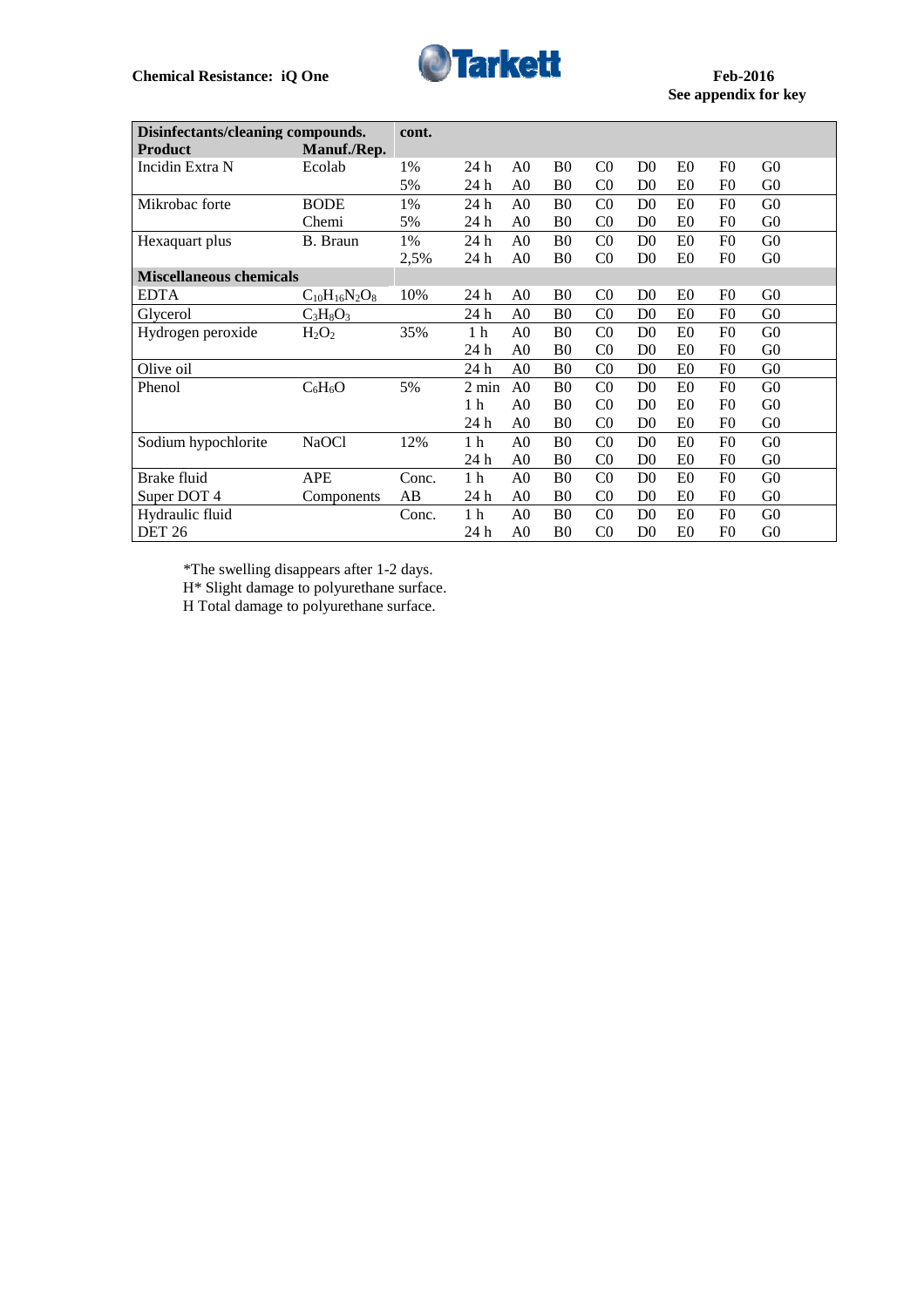| Disinfectants/cleaning compounds. | | cont. | | | | | | | | |
|---|---|---|---|---|---|---|---|---|---|---|
| **Product** | **Manuf./Rep.** | | | | | | | | | |
| Incidin Extra N | Ecolab | 1% | 24 h | A0 | B0 | C0 | D0 | E0 | F0 | G0 |
| | | 5% | 24 h | A0 | B0 | C0 | D0 | E0 | F0 | G0 |
| Mikrobac forte | BODE | 1% | 24 h | A0 | B0 | C0 | D0 | E0 | F0 | G0 |
| | Chemi | 5% | 24 h | A0 | B0 | C0 | D0 | E0 | F0 | G0 |
| Hexaquart plus | B. Braun | 1% | 24 h | A0 | B0 | C0 | D0 | E0 | F0 | G0 |
| | | 2,5% | 24 h | A0 | B0 | C0 | D0 | E0 | F0 | G0 |
| **Miscellaneous chemicals** | | | | | | | | | | |
| EDTA | $C_{10}H_{16}N_2O_8$ | 10% | 24 h | A0 | B0 | C0 | D0 | E0 | F0 | G0 |
| Glycerol | $C_3H_8O_3$ | | 24 h | A0 | B0 | C0 | D0 | E0 | F0 | G0 |
| Hydrogen peroxide | $H_2O_2$ | 35% | 1 h | A0 | B0 | C0 | D0 | E0 | F0 | G0 |
| | | | 24 h | A0 | B0 | C0 | D0 | E0 | F0 | G0 |
| Olive oil | | | 24 h | A0 | B0 | C0 | D0 | E0 | F0 | G0 |
| Phenol | $C_6H_6O$ | 5% | 2 min | A0 | B0 | C0 | D0 | E0 | F0 | G0 |
| | | | 1 h | A0 | B0 | C0 | D0 | E0 | F0 | G0 |
| | | | 24 h | A0 | B0 | C0 | D0 | E0 | F0 | G0 |
| Sodium hypochlorite | NaOCl | 12% | 1 h | A0 | B0 | C0 | D0 | E0 | F0 | G0 |
| | | | 24 h | A0 | B0 | C0 | D0 | E0 | F0 | G0 |
| Brake fluid | APE | Conc. | 1 h | A0 | B0 | C0 | D0 | E0 | F0 | G0 |
| Super DOT 4 | Components | AB | 24 h | A0 | B0 | C0 | D0 | E0 | F0 | G0 |
| Hydraulic fluid | | Conc. | 1 h | A0 | B0 | C0 | D0 | E0 | F0 | G0 |
| DET 26 | | | 24 h | A0 | B0 | C0 | D0 | E0 | F0 | G0 |

*The swelling disappears after 1-2 days.

H* Slight damage to polyurethane surface.

H Total damage to polyurethane surface.